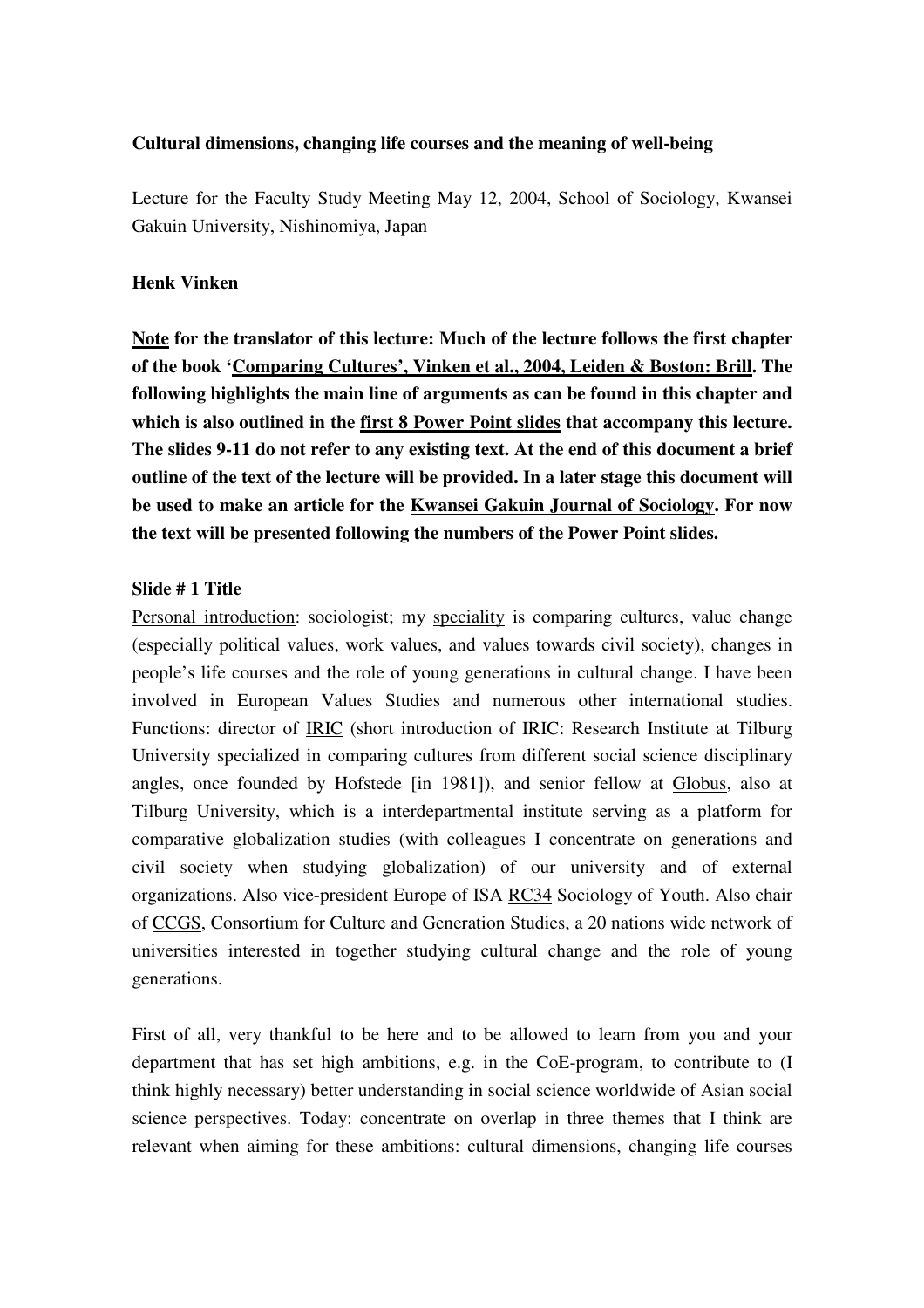**Cultural dimensions, changing life courses and the meaning of well-being**

Lecture for the Faculty Study Meeting May 12, 2004, School of Sociology, Kwansei Gakuin University, Nishinomiya, Japan

**Henk Vinken**

**Note for the translator of this lecture: Much of the lecture follows the first chapter of the book 'Comparing Cultures', Vinken et al., 2004, Leiden & Boston: Brill. The following highlights the main line of arguments as can be found in this chapter and which is also outlined in the first 8 Power Point slides that accompany this lecture. The slides 9-11 do not refer to any existing text. At the end of this document a brief outline of the text of the lecture will be provided. In a later stage this document will be used to make an article for the Kwansei Gakuin Journal of Sociology. For now the text will be presented following the numbers of the Power Point slides.**

**Slide # 1 Title**

Personal introduction: sociologist; my speciality is comparing cultures, value change (especially political values, work values, and values towards civil society), changes in people's life courses and the role of young generations in cultural change. I have been involved in European Values Studies and numerous other international studies. Functions: director of IRIC (short introduction of IRIC: Research Institute at Tilburg University specialized in comparing cultures from different social science disciplinary angles, once founded by Hofstede [in 1981]), and senior fellow at Globus, also at Tilburg University, which is a interdepartmental institute serving as a platform for comparative globalization studies (with colleagues I concentrate on generations and civil society when studying globalization) of our university and of external organizations. Also vice-president Europe of ISA RC34 Sociology of Youth. Also chair of CCGS, Consortium for Culture and Generation Studies, a 20 nations wide network of universities interested in together studying cultural change and the role of young generations.

First of all, very thankful to be here and to be allowed to learn from you and your department that has set high ambitions, e.g. in the CoE-program, to contribute to (I think highly necessary) better understanding in social science worldwide of Asian social science perspectives. Today: concentrate on overlap in three themes that I think are relevant when aiming for these ambitions: cultural dimensions, changing life courses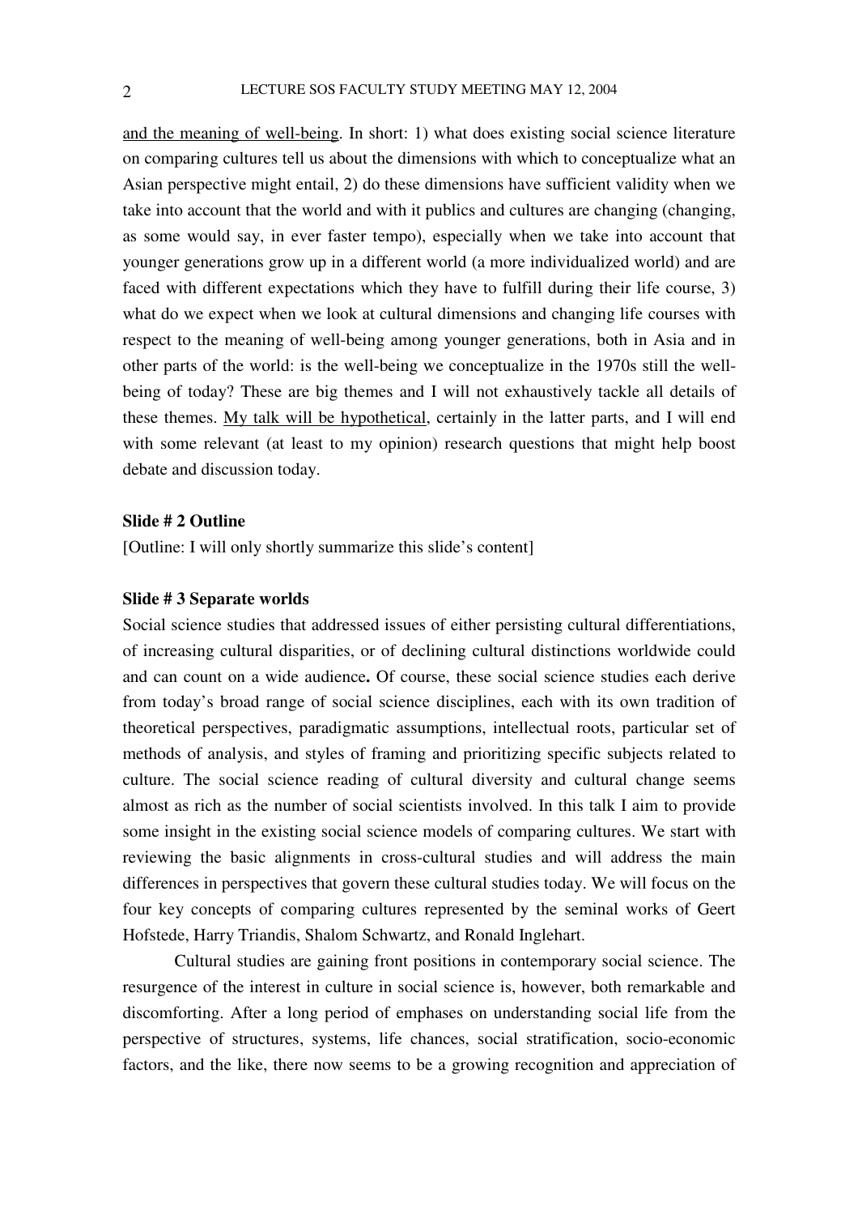<u>and the meaning of well-being</u>. In short: 1) what does existing social science literature on comparing cultures tell us about the dimensions with which to conceptualize what an Asian perspective might entail, 2) do these dimensions have sufficient validity when we take into account that the world and with it publics and cultures are changing (changing, as some would say, in ever faster tempo), especially when we take into account that younger generations grow up in a different world (a more individualized world) and are faced with different expectations which they have to fulfill during their life course, 3) what do we expect when we look at cultural dimensions and changing life courses with respect to the meaning of well-being among younger generations, both in Asia and in other parts of the world: is the well-being we conceptualize in the 1970s still the well-being of today? These are big themes and I will not exhaustively tackle all details of these themes. <u>My talk will be hypothetical</u>, certainly in the latter parts, and I will end with some relevant (at least to my opinion) research questions that might help boost debate and discussion today.

**Slide # 2 Outline**

[Outline: I will only shortly summarize this slide's content]

**Slide # 3 Separate worlds**

Social science studies that addressed issues of either persisting cultural differentiations, of increasing cultural disparities, or of declining cultural distinctions worldwide could and can count on a wide audience**.** Of course, these social science studies each derive from today's broad range of social science disciplines, each with its own tradition of theoretical perspectives, paradigmatic assumptions, intellectual roots, particular set of methods of analysis, and styles of framing and prioritizing specific subjects related to culture. The social science reading of cultural diversity and cultural change seems almost as rich as the number of social scientists involved. In this talk I aim to provide some insight in the existing social science models of comparing cultures. We start with reviewing the basic alignments in cross-cultural studies and will address the main differences in perspectives that govern these cultural studies today. We will focus on the four key concepts of comparing cultures represented by the seminal works of Geert Hofstede, Harry Triandis, Shalom Schwartz, and Ronald Inglehart.

Cultural studies are gaining front positions in contemporary social science. The resurgence of the interest in culture in social science is, however, both remarkable and discomforting. After a long period of emphases on understanding social life from the perspective of structures, systems, life chances, social stratification, socio-economic factors, and the like, there now seems to be a growing recognition and appreciation of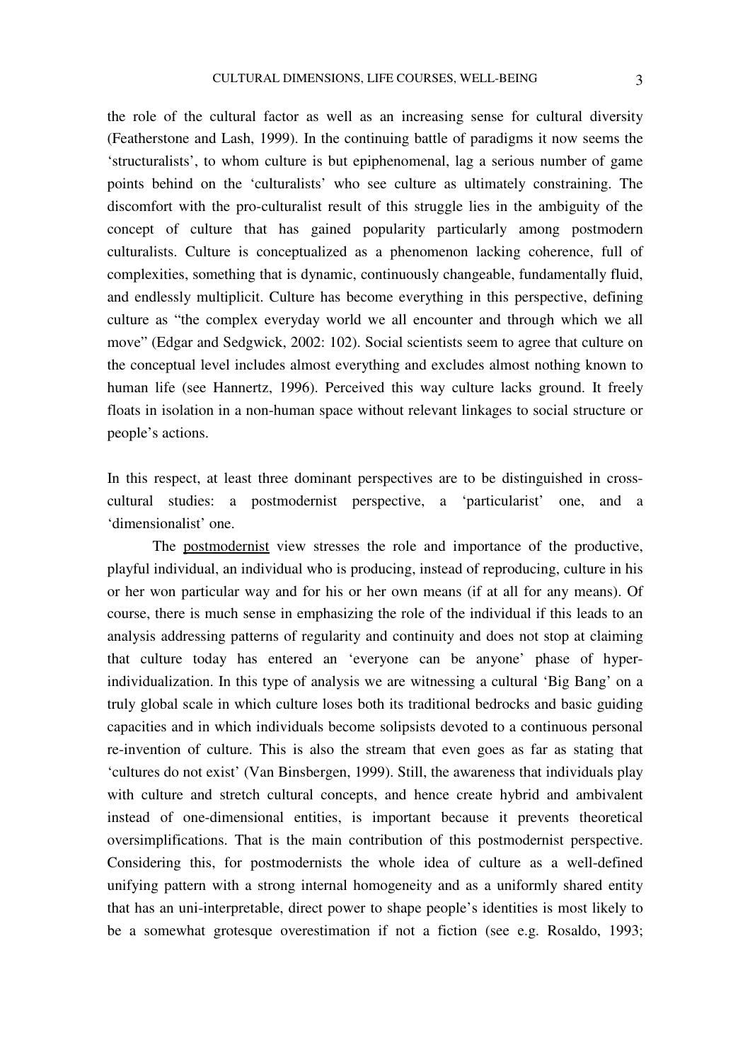the role of the cultural factor as well as an increasing sense for cultural diversity (Featherstone and Lash, 1999). In the continuing battle of paradigms it now seems the 'structuralists', to whom culture is but epiphenomenal, lag a serious number of game points behind on the 'culturalists' who see culture as ultimately constraining. The discomfort with the pro-culturalist result of this struggle lies in the ambiguity of the concept of culture that has gained popularity particularly among postmodern culturalists. Culture is conceptualized as a phenomenon lacking coherence, full of complexities, something that is dynamic, continuously changeable, fundamentally fluid, and endlessly multiplicit. Culture has become everything in this perspective, defining culture as "the complex everyday world we all encounter and through which we all move" (Edgar and Sedgwick, 2002: 102). Social scientists seem to agree that culture on the conceptual level includes almost everything and excludes almost nothing known to human life (see Hannertz, 1996). Perceived this way culture lacks ground. It freely floats in isolation in a non-human space without relevant linkages to social structure or people's actions.

In this respect, at least three dominant perspectives are to be distinguished in cross-cultural studies: a postmodernist perspective, a 'particularist' one, and a 'dimensionalist' one.

The <u>postmodernist</u> view stresses the role and importance of the productive, playful individual, an individual who is producing, instead of reproducing, culture in his or her won particular way and for his or her own means (if at all for any means). Of course, there is much sense in emphasizing the role of the individual if this leads to an analysis addressing patterns of regularity and continuity and does not stop at claiming that culture today has entered an 'everyone can be anyone' phase of hyper-individualization. In this type of analysis we are witnessing a cultural 'Big Bang' on a truly global scale in which culture loses both its traditional bedrocks and basic guiding capacities and in which individuals become solipsists devoted to a continuous personal re-invention of culture. This is also the stream that even goes as far as stating that 'cultures do not exist' (Van Binsbergen, 1999). Still, the awareness that individuals play with culture and stretch cultural concepts, and hence create hybrid and ambivalent instead of one-dimensional entities, is important because it prevents theoretical oversimplifications. That is the main contribution of this postmodernist perspective. Considering this, for postmodernists the whole idea of culture as a well-defined unifying pattern with a strong internal homogeneity and as a uniformly shared entity that has an uni-interpretable, direct power to shape people's identities is most likely to be a somewhat grotesque overestimation if not a fiction (see e.g. Rosaldo, 1993;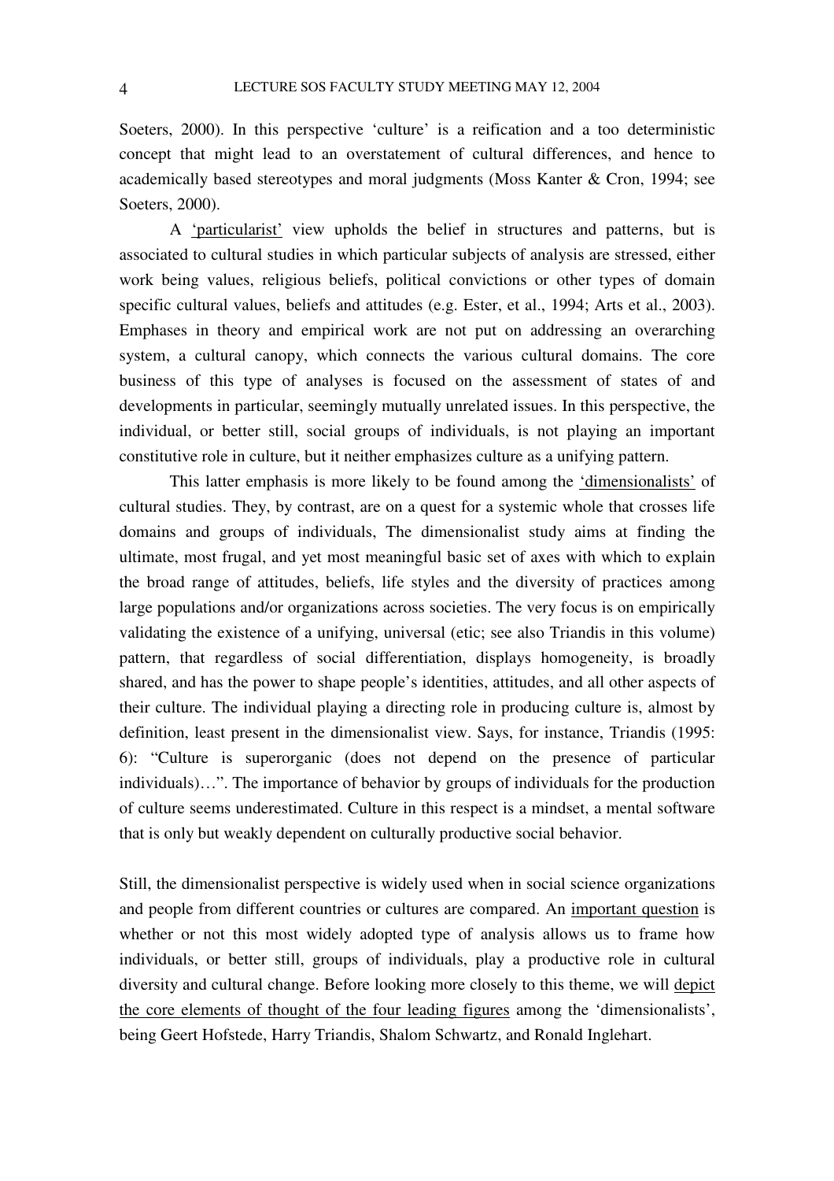Soeters, 2000). In this perspective 'culture' is a reification and a too deterministic concept that might lead to an overstatement of cultural differences, and hence to academically based stereotypes and moral judgments (Moss Kanter & Cron, 1994; see Soeters, 2000).

A <u>'particularist'</u> view upholds the belief in structures and patterns, but is associated to cultural studies in which particular subjects of analysis are stressed, either work being values, religious beliefs, political convictions or other types of domain specific cultural values, beliefs and attitudes (e.g. Ester, et al., 1994; Arts et al., 2003). Emphases in theory and empirical work are not put on addressing an overarching system, a cultural canopy, which connects the various cultural domains. The core business of this type of analyses is focused on the assessment of states of and developments in particular, seemingly mutually unrelated issues. In this perspective, the individual, or better still, social groups of individuals, is not playing an important constitutive role in culture, but it neither emphasizes culture as a unifying pattern.

This latter emphasis is more likely to be found among the <u>'dimensionalists'</u> of cultural studies. They, by contrast, are on a quest for a systemic whole that crosses life domains and groups of individuals, The dimensionalist study aims at finding the ultimate, most frugal, and yet most meaningful basic set of axes with which to explain the broad range of attitudes, beliefs, life styles and the diversity of practices among large populations and/or organizations across societies. The very focus is on empirically validating the existence of a unifying, universal (etic; see also Triandis in this volume) pattern, that regardless of social differentiation, displays homogeneity, is broadly shared, and has the power to shape people's identities, attitudes, and all other aspects of their culture. The individual playing a directing role in producing culture is, almost by definition, least present in the dimensionalist view. Says, for instance, Triandis (1995: 6): "Culture is superorganic (does not depend on the presence of particular individuals)…". The importance of behavior by groups of individuals for the production of culture seems underestimated. Culture in this respect is a mindset, a mental software that is only but weakly dependent on culturally productive social behavior.

Still, the dimensionalist perspective is widely used when in social science organizations and people from different countries or cultures are compared. An <u>important question</u> is whether or not this most widely adopted type of analysis allows us to frame how individuals, or better still, groups of individuals, play a productive role in cultural diversity and cultural change. Before looking more closely to this theme, we will <u>depict the core elements of thought of the four leading figures</u> among the 'dimensionalists', being Geert Hofstede, Harry Triandis, Shalom Schwartz, and Ronald Inglehart.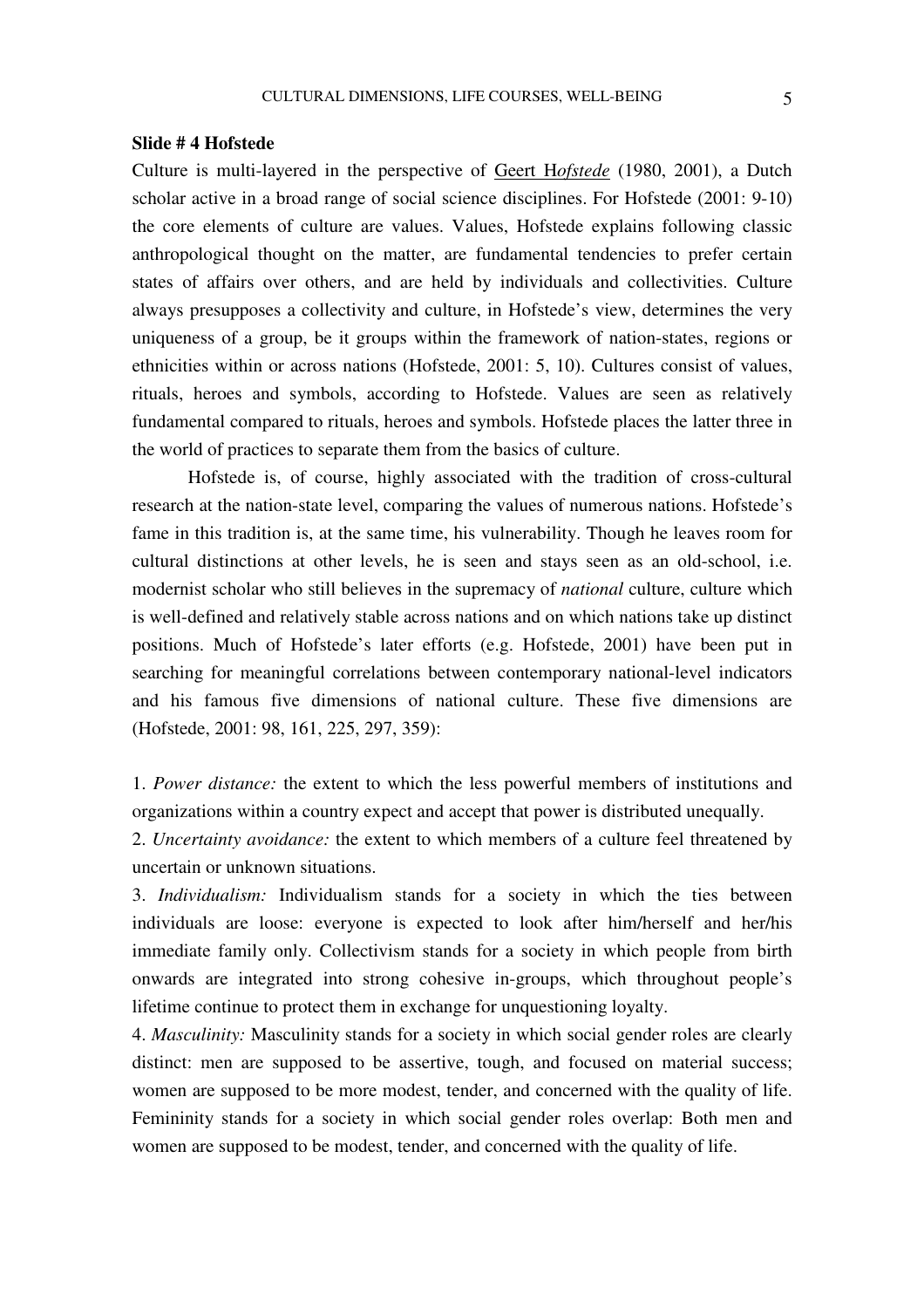**Slide # 4 Hofstede**

Culture is multi-layered in the perspective of Geert H*ofstede* (1980, 2001), a Dutch scholar active in a broad range of social science disciplines. For Hofstede (2001: 9-10) the core elements of culture are values. Values, Hofstede explains following classic anthropological thought on the matter, are fundamental tendencies to prefer certain states of affairs over others, and are held by individuals and collectivities. Culture always presupposes a collectivity and culture, in Hofstede's view, determines the very uniqueness of a group, be it groups within the framework of nation-states, regions or ethnicities within or across nations (Hofstede, 2001: 5, 10). Cultures consist of values, rituals, heroes and symbols, according to Hofstede. Values are seen as relatively fundamental compared to rituals, heroes and symbols. Hofstede places the latter three in the world of practices to separate them from the basics of culture.

Hofstede is, of course, highly associated with the tradition of cross-cultural research at the nation-state level, comparing the values of numerous nations. Hofstede's fame in this tradition is, at the same time, his vulnerability. Though he leaves room for cultural distinctions at other levels, he is seen and stays seen as an old-school, i.e. modernist scholar who still believes in the supremacy of *national* culture, culture which is well-defined and relatively stable across nations and on which nations take up distinct positions. Much of Hofstede's later efforts (e.g. Hofstede, 2001) have been put in searching for meaningful correlations between contemporary national-level indicators and his famous five dimensions of national culture. These five dimensions are (Hofstede, 2001: 98, 161, 225, 297, 359):

1. *Power distance:* the extent to which the less powerful members of institutions and organizations within a country expect and accept that power is distributed unequally.
2. *Uncertainty avoidance:* the extent to which members of a culture feel threatened by uncertain or unknown situations.
3. *Individualism:* Individualism stands for a society in which the ties between individuals are loose: everyone is expected to look after him/herself and her/his immediate family only. Collectivism stands for a society in which people from birth onwards are integrated into strong cohesive in-groups, which throughout people's lifetime continue to protect them in exchange for unquestioning loyalty.
4. *Masculinity:* Masculinity stands for a society in which social gender roles are clearly distinct: men are supposed to be assertive, tough, and focused on material success; women are supposed to be more modest, tender, and concerned with the quality of life. Femininity stands for a society in which social gender roles overlap: Both men and women are supposed to be modest, tender, and concerned with the quality of life.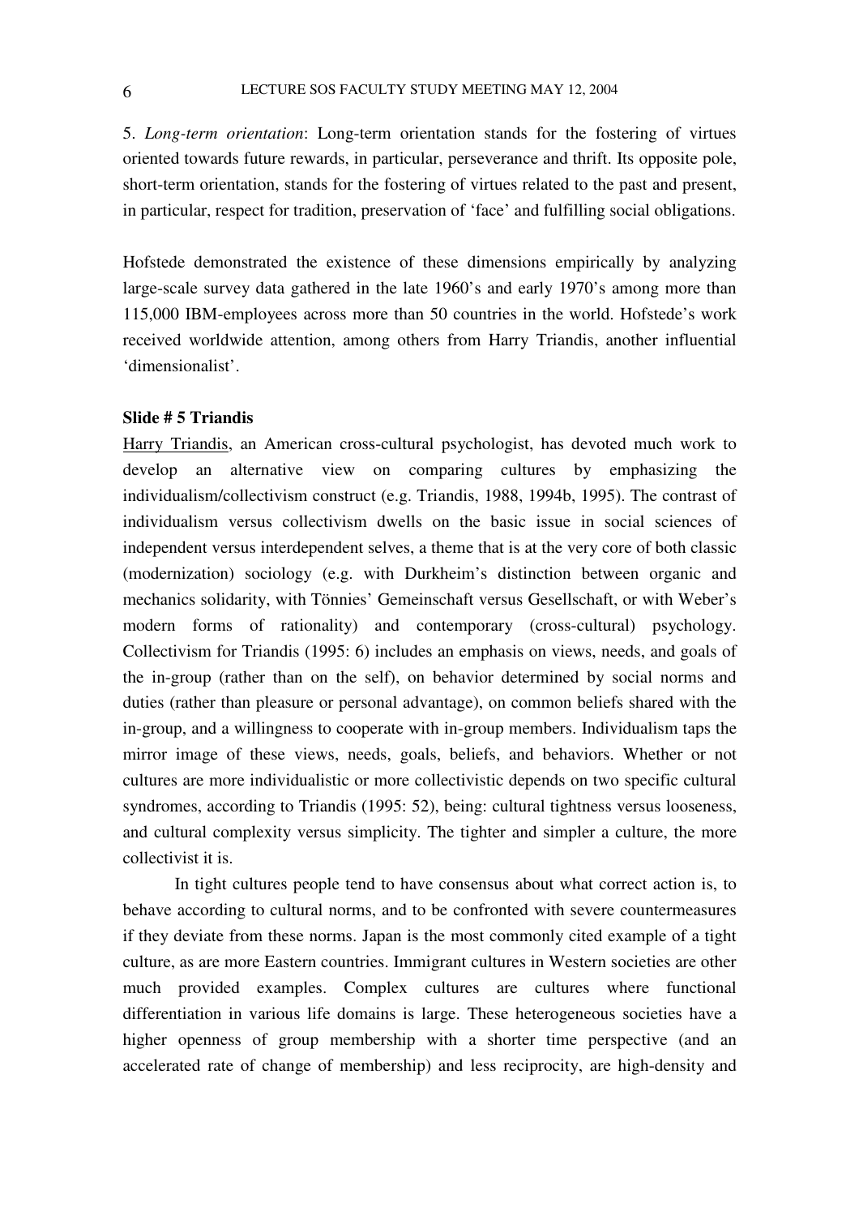5. *Long-term orientation*: Long-term orientation stands for the fostering of virtues oriented towards future rewards, in particular, perseverance and thrift. Its opposite pole, short-term orientation, stands for the fostering of virtues related to the past and present, in particular, respect for tradition, preservation of 'face' and fulfilling social obligations.

Hofstede demonstrated the existence of these dimensions empirically by analyzing large-scale survey data gathered in the late 1960's and early 1970's among more than 115,000 IBM-employees across more than 50 countries in the world. Hofstede's work received worldwide attention, among others from Harry Triandis, another influential 'dimensionalist'.

**Slide # 5 Triandis**

Harry Triandis, an American cross-cultural psychologist, has devoted much work to develop an alternative view on comparing cultures by emphasizing the individualism/collectivism construct (e.g. Triandis, 1988, 1994b, 1995). The contrast of individualism versus collectivism dwells on the basic issue in social sciences of independent versus interdependent selves, a theme that is at the very core of both classic (modernization) sociology (e.g. with Durkheim's distinction between organic and mechanics solidarity, with Tönnies' Gemeinschaft versus Gesellschaft, or with Weber's modern forms of rationality) and contemporary (cross-cultural) psychology. Collectivism for Triandis (1995: 6) includes an emphasis on views, needs, and goals of the in-group (rather than on the self), on behavior determined by social norms and duties (rather than pleasure or personal advantage), on common beliefs shared with the in-group, and a willingness to cooperate with in-group members. Individualism taps the mirror image of these views, needs, goals, beliefs, and behaviors. Whether or not cultures are more individualistic or more collectivistic depends on two specific cultural syndromes, according to Triandis (1995: 52), being: cultural tightness versus looseness, and cultural complexity versus simplicity. The tighter and simpler a culture, the more collectivist it is.

In tight cultures people tend to have consensus about what correct action is, to behave according to cultural norms, and to be confronted with severe countermeasures if they deviate from these norms. Japan is the most commonly cited example of a tight culture, as are more Eastern countries. Immigrant cultures in Western societies are other much provided examples. Complex cultures are cultures where functional differentiation in various life domains is large. These heterogeneous societies have a higher openness of group membership with a shorter time perspective (and an accelerated rate of change of membership) and less reciprocity, are high-density and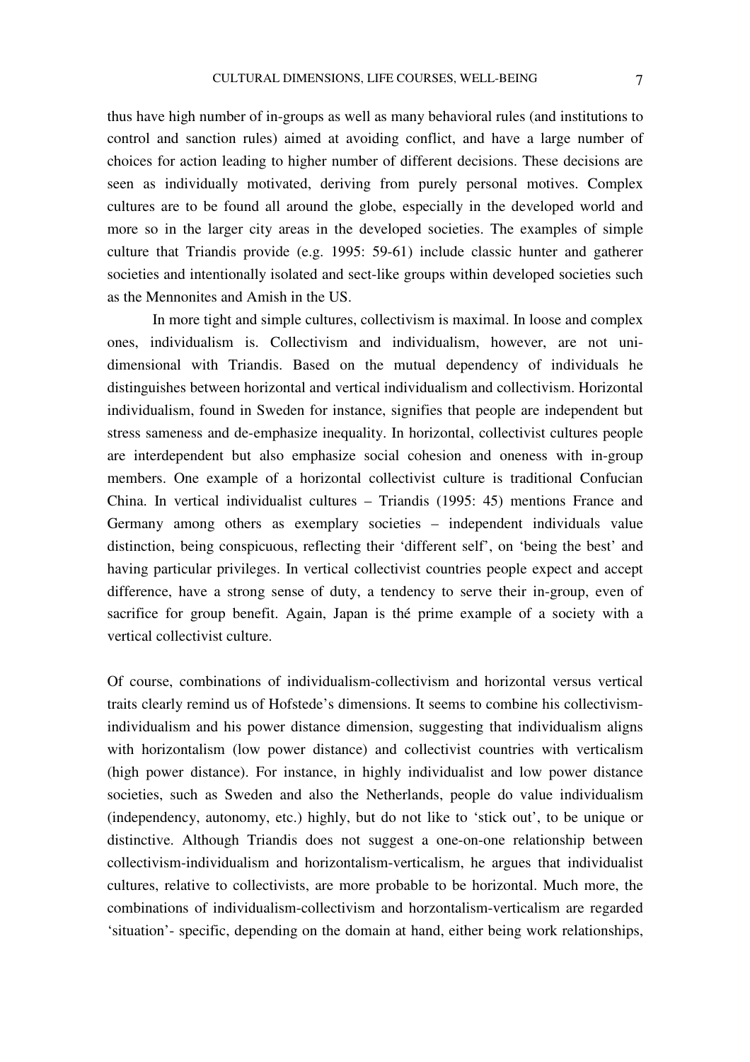thus have high number of in-groups as well as many behavioral rules (and institutions to control and sanction rules) aimed at avoiding conflict, and have a large number of choices for action leading to higher number of different decisions. These decisions are seen as individually motivated, deriving from purely personal motives. Complex cultures are to be found all around the globe, especially in the developed world and more so in the larger city areas in the developed societies. The examples of simple culture that Triandis provide (e.g. 1995: 59-61) include classic hunter and gatherer societies and intentionally isolated and sect-like groups within developed societies such as the Mennonites and Amish in the US.

In more tight and simple cultures, collectivism is maximal. In loose and complex ones, individualism is. Collectivism and individualism, however, are not uni-dimensional with Triandis. Based on the mutual dependency of individuals he distinguishes between horizontal and vertical individualism and collectivism. Horizontal individualism, found in Sweden for instance, signifies that people are independent but stress sameness and de-emphasize inequality. In horizontal, collectivist cultures people are interdependent but also emphasize social cohesion and oneness with in-group members. One example of a horizontal collectivist culture is traditional Confucian China. In vertical individualist cultures – Triandis (1995: 45) mentions France and Germany among others as exemplary societies – independent individuals value distinction, being conspicuous, reflecting their 'different self', on 'being the best' and having particular privileges. In vertical collectivist countries people expect and accept difference, have a strong sense of duty, a tendency to serve their in-group, even of sacrifice for group benefit. Again, Japan is thé prime example of a society with a vertical collectivist culture.

Of course, combinations of individualism-collectivism and horizontal versus vertical traits clearly remind us of Hofstede's dimensions. It seems to combine his collectivism-individualism and his power distance dimension, suggesting that individualism aligns with horizontalism (low power distance) and collectivist countries with verticalism (high power distance). For instance, in highly individualist and low power distance societies, such as Sweden and also the Netherlands, people do value individualism (independency, autonomy, etc.) highly, but do not like to 'stick out', to be unique or distinctive. Although Triandis does not suggest a one-on-one relationship between collectivism-individualism and horizontalism-verticalism, he argues that individualist cultures, relative to collectivists, are more probable to be horizontal. Much more, the combinations of individualism-collectivism and horzontalism-verticalism are regarded 'situation'- specific, depending on the domain at hand, either being work relationships,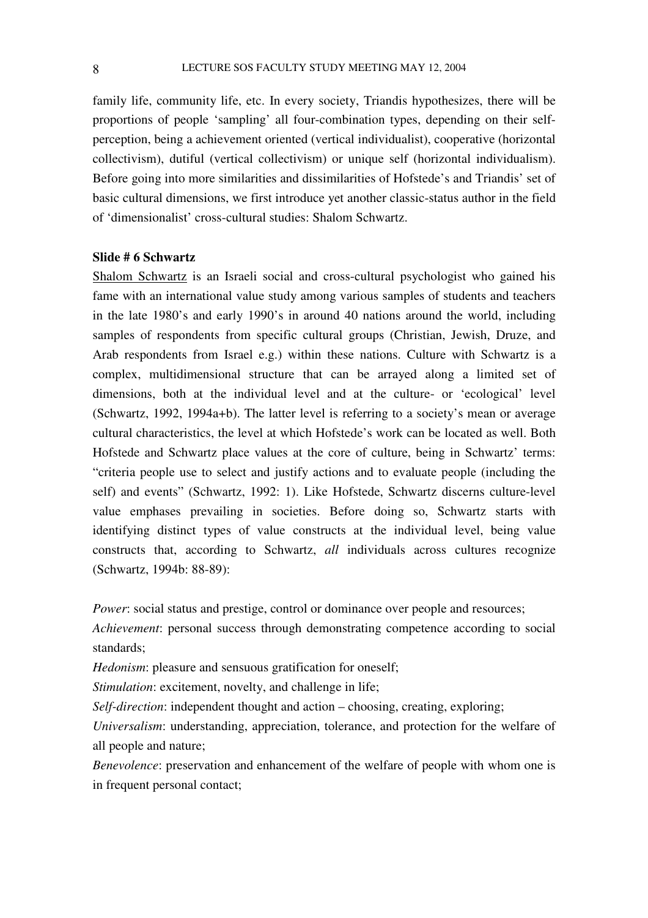family life, community life, etc. In every society, Triandis hypothesizes, there will be proportions of people 'sampling' all four-combination types, depending on their self-perception, being a achievement oriented (vertical individualist), cooperative (horizontal collectivism), dutiful (vertical collectivism) or unique self (horizontal individualism). Before going into more similarities and dissimilarities of Hofstede's and Triandis' set of basic cultural dimensions, we first introduce yet another classic-status author in the field of 'dimensionalist' cross-cultural studies: Shalom Schwartz.

**Slide # 6 Schwartz**

Shalom Schwartz is an Israeli social and cross-cultural psychologist who gained his fame with an international value study among various samples of students and teachers in the late 1980's and early 1990's in around 40 nations around the world, including samples of respondents from specific cultural groups (Christian, Jewish, Druze, and Arab respondents from Israel e.g.) within these nations. Culture with Schwartz is a complex, multidimensional structure that can be arrayed along a limited set of dimensions, both at the individual level and at the culture- or 'ecological' level (Schwartz, 1992, 1994a+b). The latter level is referring to a society's mean or average cultural characteristics, the level at which Hofstede's work can be located as well. Both Hofstede and Schwartz place values at the core of culture, being in Schwartz' terms: "criteria people use to select and justify actions and to evaluate people (including the self) and events" (Schwartz, 1992: 1). Like Hofstede, Schwartz discerns culture-level value emphases prevailing in societies. Before doing so, Schwartz starts with identifying distinct types of value constructs at the individual level, being value constructs that, according to Schwartz, *all* individuals across cultures recognize (Schwartz, 1994b: 88-89):

*Power*: social status and prestige, control or dominance over people and resources;
*Achievement*: personal success through demonstrating competence according to social standards;
*Hedonism*: pleasure and sensuous gratification for oneself;
*Stimulation*: excitement, novelty, and challenge in life;
*Self-direction*: independent thought and action – choosing, creating, exploring;
*Universalism*: understanding, appreciation, tolerance, and protection for the welfare of all people and nature;
*Benevolence*: preservation and enhancement of the welfare of people with whom one is in frequent personal contact;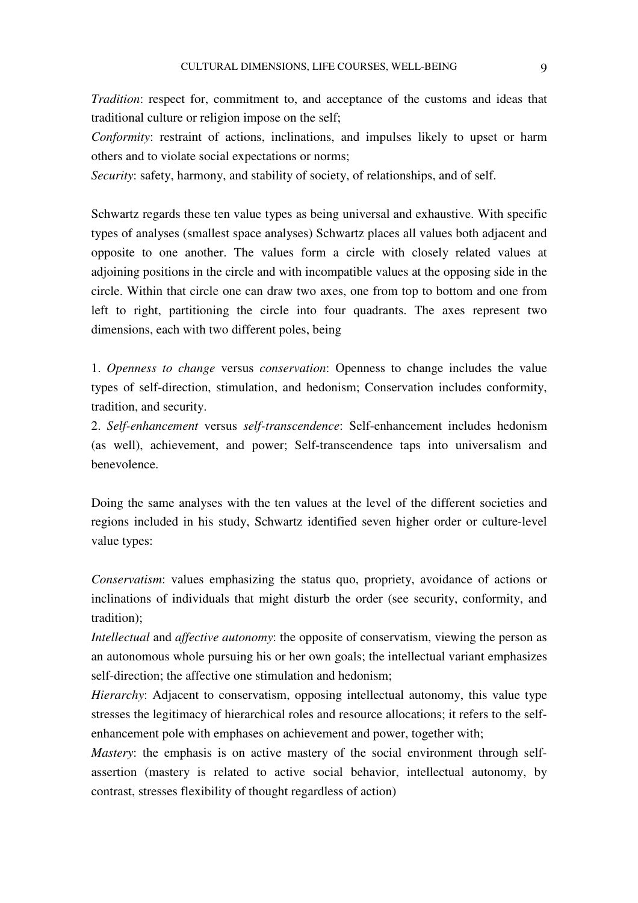*Tradition*: respect for, commitment to, and acceptance of the customs and ideas that traditional culture or religion impose on the self;
*Conformity*: restraint of actions, inclinations, and impulses likely to upset or harm others and to violate social expectations or norms;
*Security*: safety, harmony, and stability of society, of relationships, and of self.

Schwartz regards these ten value types as being universal and exhaustive. With specific types of analyses (smallest space analyses) Schwartz places all values both adjacent and opposite to one another. The values form a circle with closely related values at adjoining positions in the circle and with incompatible values at the opposing side in the circle. Within that circle one can draw two axes, one from top to bottom and one from left to right, partitioning the circle into four quadrants. The axes represent two dimensions, each with two different poles, being

1. *Openness to change* versus *conservation*: Openness to change includes the value types of self-direction, stimulation, and hedonism; Conservation includes conformity, tradition, and security.
2. *Self-enhancement* versus *self-transcendence*: Self-enhancement includes hedonism (as well), achievement, and power; Self-transcendence taps into universalism and benevolence.

Doing the same analyses with the ten values at the level of the different societies and regions included in his study, Schwartz identified seven higher order or culture-level value types:

*Conservatism*: values emphasizing the status quo, propriety, avoidance of actions or inclinations of individuals that might disturb the order (see security, conformity, and tradition);
*Intellectual* and *affective autonomy*: the opposite of conservatism, viewing the person as an autonomous whole pursuing his or her own goals; the intellectual variant emphasizes self-direction; the affective one stimulation and hedonism;
*Hierarchy*: Adjacent to conservatism, opposing intellectual autonomy, this value type stresses the legitimacy of hierarchical roles and resource allocations; it refers to the self-enhancement pole with emphases on achievement and power, together with;
*Mastery*: the emphasis is on active mastery of the social environment through self-assertion (mastery is related to active social behavior, intellectual autonomy, by contrast, stresses flexibility of thought regardless of action)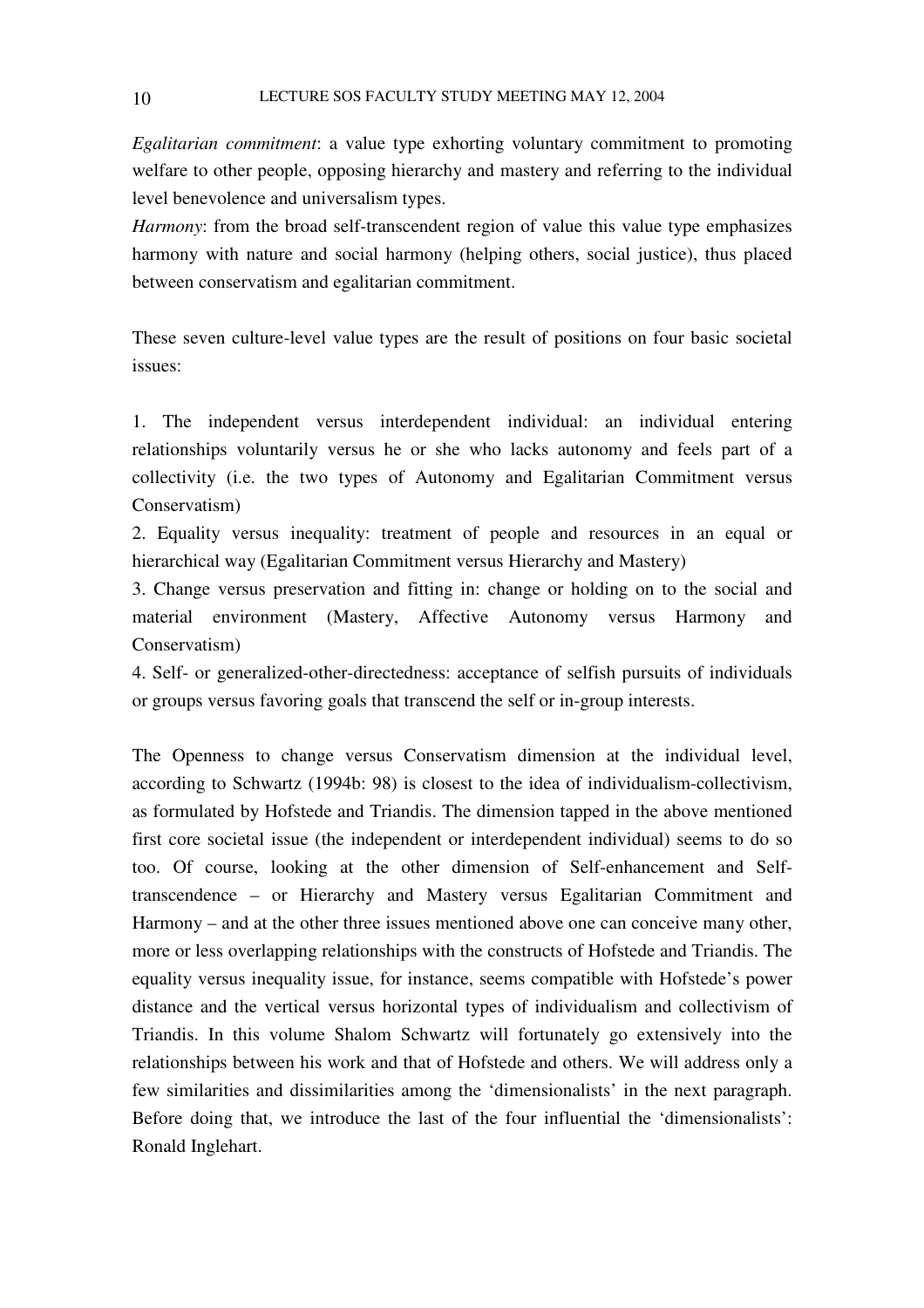*Egalitarian commitment*: a value type exhorting voluntary commitment to promoting welfare to other people, opposing hierarchy and mastery and referring to the individual level benevolence and universalism types.
*Harmony*: from the broad self-transcendent region of value this value type emphasizes harmony with nature and social harmony (helping others, social justice), thus placed between conservatism and egalitarian commitment.

These seven culture-level value types are the result of positions on four basic societal issues:

1. The independent versus interdependent individual: an individual entering relationships voluntarily versus he or she who lacks autonomy and feels part of a collectivity (i.e. the two types of Autonomy and Egalitarian Commitment versus Conservatism)
2. Equality versus inequality: treatment of people and resources in an equal or hierarchical way (Egalitarian Commitment versus Hierarchy and Mastery)
3. Change versus preservation and fitting in: change or holding on to the social and material environment (Mastery, Affective Autonomy versus Harmony and Conservatism)
4. Self- or generalized-other-directedness: acceptance of selfish pursuits of individuals or groups versus favoring goals that transcend the self or in-group interests.

The Openness to change versus Conservatism dimension at the individual level, according to Schwartz (1994b: 98) is closest to the idea of individualism-collectivism, as formulated by Hofstede and Triandis. The dimension tapped in the above mentioned first core societal issue (the independent or interdependent individual) seems to do so too. Of course, looking at the other dimension of Self-enhancement and Self-transcendence – or Hierarchy and Mastery versus Egalitarian Commitment and Harmony – and at the other three issues mentioned above one can conceive many other, more or less overlapping relationships with the constructs of Hofstede and Triandis. The equality versus inequality issue, for instance, seems compatible with Hofstede's power distance and the vertical versus horizontal types of individualism and collectivism of Triandis. In this volume Shalom Schwartz will fortunately go extensively into the relationships between his work and that of Hofstede and others. We will address only a few similarities and dissimilarities among the 'dimensionalists' in the next paragraph. Before doing that, we introduce the last of the four influential the 'dimensionalists': Ronald Inglehart.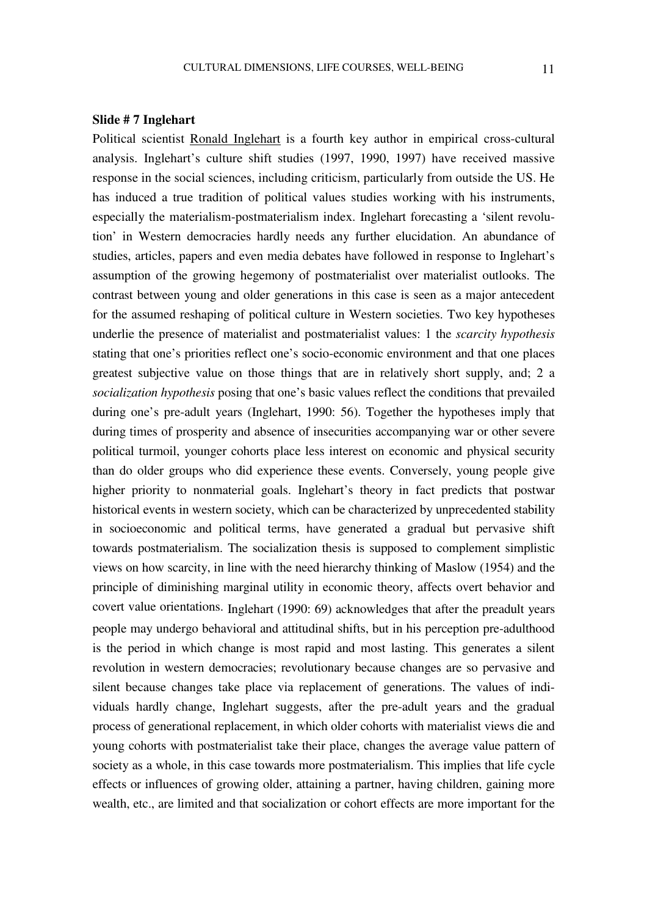**Slide # 7 Inglehart**

Political scientist Ronald Inglehart is a fourth key author in empirical cross-cultural analysis. Inglehart's culture shift studies (1997, 1990, 1997) have received massive response in the social sciences, including criticism, particularly from outside the US. He has induced a true tradition of political values studies working with his instruments, especially the materialism-postmaterialism index. Inglehart forecasting a 'silent revolution' in Western democracies hardly needs any further elucidation. An abundance of studies, articles, papers and even media debates have followed in response to Inglehart's assumption of the growing hegemony of postmaterialist over materialist outlooks. The contrast between young and older generations in this case is seen as a major antecedent for the assumed reshaping of political culture in Western societies. Two key hypotheses underlie the presence of materialist and postmaterialist values: 1 the *scarcity hypothesis* stating that one's priorities reflect one's socio-economic environment and that one places greatest subjective value on those things that are in relatively short supply, and; 2 a *socialization hypothesis* posing that one's basic values reflect the conditions that prevailed during one's pre-adult years (Inglehart, 1990: 56). Together the hypotheses imply that during times of prosperity and absence of insecurities accompanying war or other severe political turmoil, younger cohorts place less interest on economic and physical security than do older groups who did experience these events. Conversely, young people give higher priority to nonmaterial goals. Inglehart's theory in fact predicts that postwar historical events in western society, which can be characterized by unprecedented stability in socioeconomic and political terms, have generated a gradual but pervasive shift towards postmaterialism. The socialization thesis is supposed to complement simplistic views on how scarcity, in line with the need hierarchy thinking of Maslow (1954) and the principle of diminishing marginal utility in economic theory, affects overt behavior and covert value orientations. Inglehart (1990: 69) acknowledges that after the preadult years people may undergo behavioral and attitudinal shifts, but in his perception pre-adulthood is the period in which change is most rapid and most lasting. This generates a silent revolution in western democracies; revolutionary because changes are so pervasive and silent because changes take place via replacement of generations. The values of individuals hardly change, Inglehart suggests, after the pre-adult years and the gradual process of generational replacement, in which older cohorts with materialist views die and young cohorts with postmaterialist take their place, changes the average value pattern of society as a whole, in this case towards more postmaterialism. This implies that life cycle effects or influences of growing older, attaining a partner, having children, gaining more wealth, etc., are limited and that socialization or cohort effects are more important for the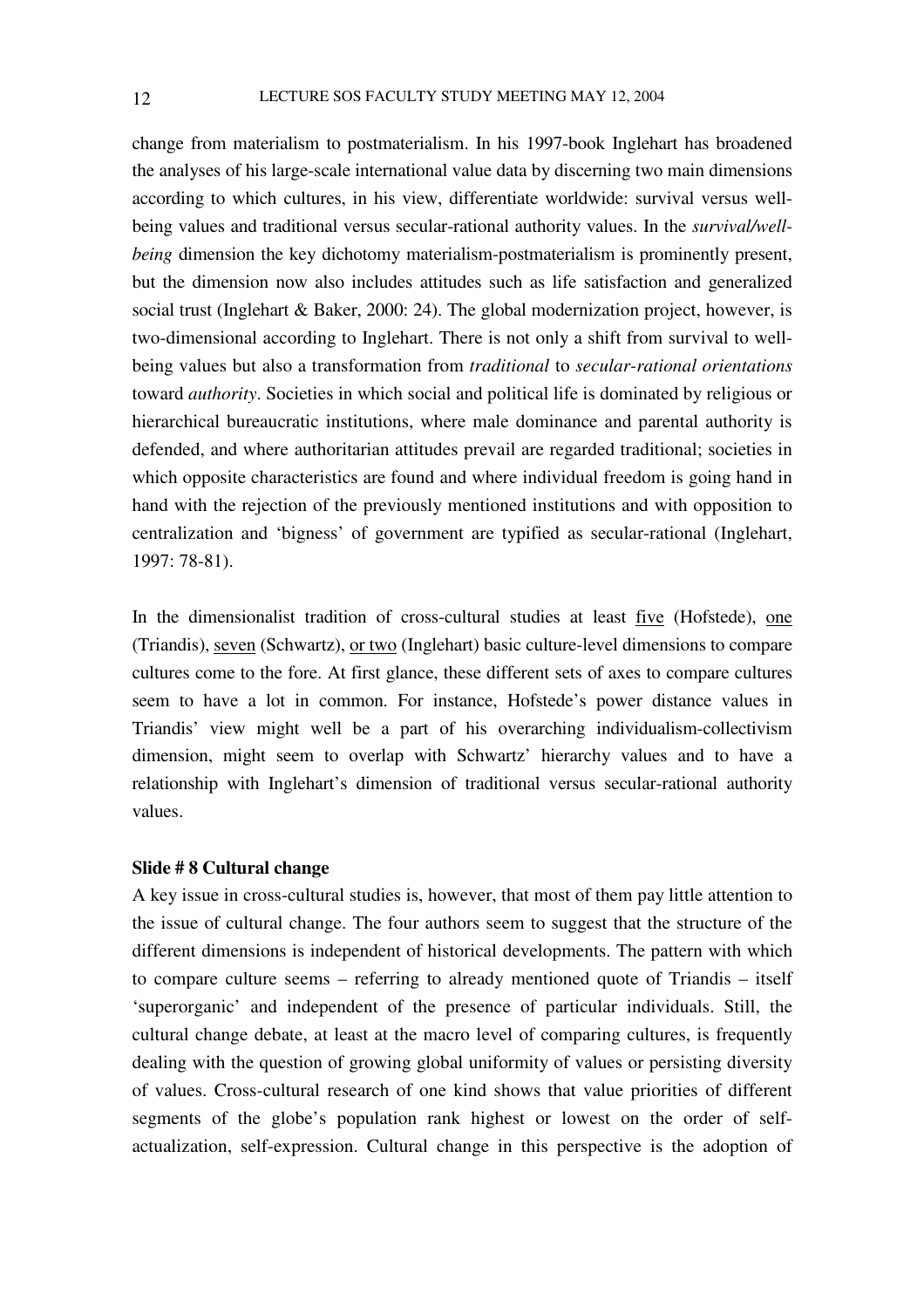change from materialism to postmaterialism. In his 1997-book Inglehart has broadened the analyses of his large-scale international value data by discerning two main dimensions according to which cultures, in his view, differentiate worldwide: survival versus well-being values and traditional versus secular-rational authority values. In the *survival/well-being* dimension the key dichotomy materialism-postmaterialism is prominently present, but the dimension now also includes attitudes such as life satisfaction and generalized social trust (Inglehart & Baker, 2000: 24). The global modernization project, however, is two-dimensional according to Inglehart. There is not only a shift from survival to well-being values but also a transformation from *traditional* to *secular-rational orientations* toward *authority*. Societies in which social and political life is dominated by religious or hierarchical bureaucratic institutions, where male dominance and parental authority is defended, and where authoritarian attitudes prevail are regarded traditional; societies in which opposite characteristics are found and where individual freedom is going hand in hand with the rejection of the previously mentioned institutions and with opposition to centralization and 'bigness' of government are typified as secular-rational (Inglehart, 1997: 78-81).

In the dimensionalist tradition of cross-cultural studies at least <u>five</u> (Hofstede), <u>one</u> (Triandis), <u>seven</u> (Schwartz), <u>or two</u> (Inglehart) basic culture-level dimensions to compare cultures come to the fore. At first glance, these different sets of axes to compare cultures seem to have a lot in common. For instance, Hofstede's power distance values in Triandis' view might well be a part of his overarching individualism-collectivism dimension, might seem to overlap with Schwartz' hierarchy values and to have a relationship with Inglehart's dimension of traditional versus secular-rational authority values.

**Slide # 8 Cultural change**

A key issue in cross-cultural studies is, however, that most of them pay little attention to the issue of cultural change. The four authors seem to suggest that the structure of the different dimensions is independent of historical developments. The pattern with which to compare culture seems – referring to already mentioned quote of Triandis – itself 'superorganic' and independent of the presence of particular individuals. Still, the cultural change debate, at least at the macro level of comparing cultures, is frequently dealing with the question of growing global uniformity of values or persisting diversity of values. Cross-cultural research of one kind shows that value priorities of different segments of the globe's population rank highest or lowest on the order of self-actualization, self-expression. Cultural change in this perspective is the adoption of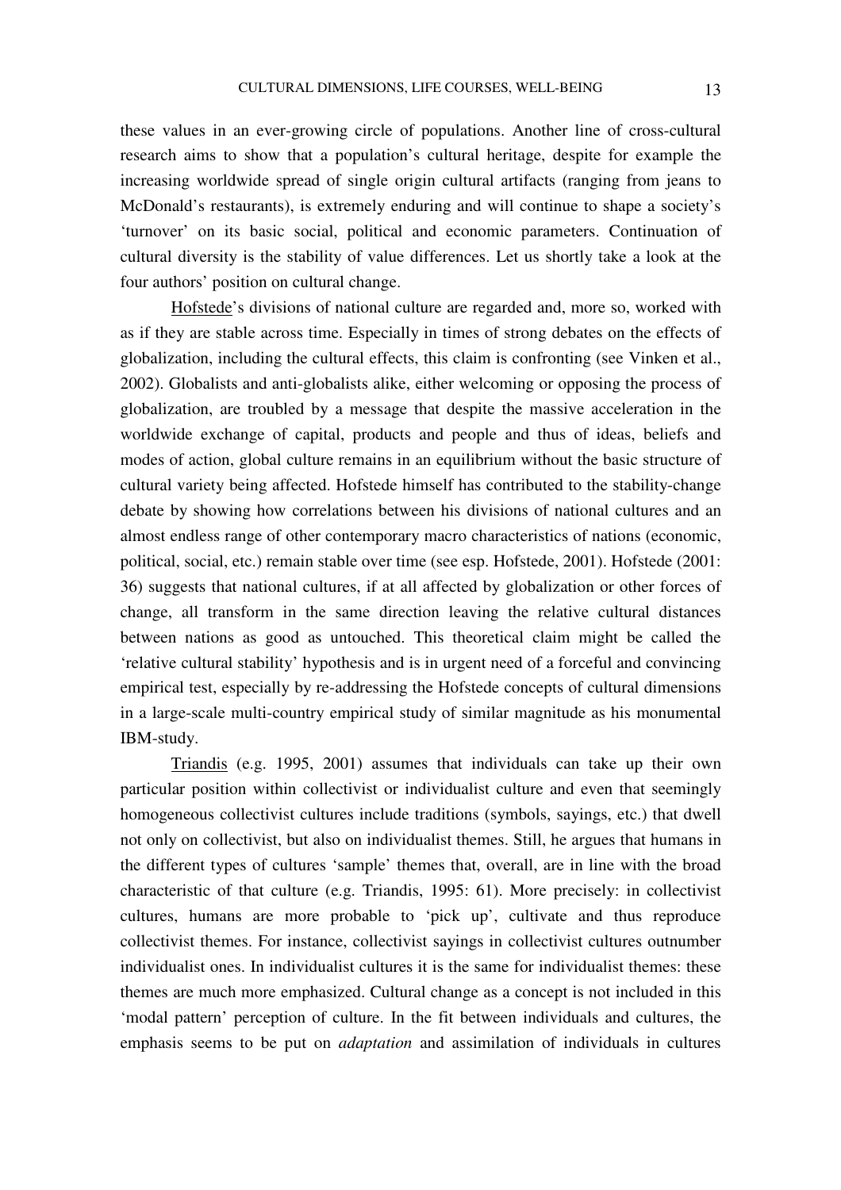these values in an ever-growing circle of populations. Another line of cross-cultural research aims to show that a population's cultural heritage, despite for example the increasing worldwide spread of single origin cultural artifacts (ranging from jeans to McDonald's restaurants), is extremely enduring and will continue to shape a society's 'turnover' on its basic social, political and economic parameters. Continuation of cultural diversity is the stability of value differences. Let us shortly take a look at the four authors' position on cultural change.

Hofstede's divisions of national culture are regarded and, more so, worked with as if they are stable across time. Especially in times of strong debates on the effects of globalization, including the cultural effects, this claim is confronting (see Vinken et al., 2002). Globalists and anti-globalists alike, either welcoming or opposing the process of globalization, are troubled by a message that despite the massive acceleration in the worldwide exchange of capital, products and people and thus of ideas, beliefs and modes of action, global culture remains in an equilibrium without the basic structure of cultural variety being affected. Hofstede himself has contributed to the stability-change debate by showing how correlations between his divisions of national cultures and an almost endless range of other contemporary macro characteristics of nations (economic, political, social, etc.) remain stable over time (see esp. Hofstede, 2001). Hofstede (2001: 36) suggests that national cultures, if at all affected by globalization or other forces of change, all transform in the same direction leaving the relative cultural distances between nations as good as untouched. This theoretical claim might be called the 'relative cultural stability' hypothesis and is in urgent need of a forceful and convincing empirical test, especially by re-addressing the Hofstede concepts of cultural dimensions in a large-scale multi-country empirical study of similar magnitude as his monumental IBM-study.

Triandis (e.g. 1995, 2001) assumes that individuals can take up their own particular position within collectivist or individualist culture and even that seemingly homogeneous collectivist cultures include traditions (symbols, sayings, etc.) that dwell not only on collectivist, but also on individualist themes. Still, he argues that humans in the different types of cultures 'sample' themes that, overall, are in line with the broad characteristic of that culture (e.g. Triandis, 1995: 61). More precisely: in collectivist cultures, humans are more probable to 'pick up', cultivate and thus reproduce collectivist themes. For instance, collectivist sayings in collectivist cultures outnumber individualist ones. In individualist cultures it is the same for individualist themes: these themes are much more emphasized. Cultural change as a concept is not included in this 'modal pattern' perception of culture. In the fit between individuals and cultures, the emphasis seems to be put on *adaptation* and assimilation of individuals in cultures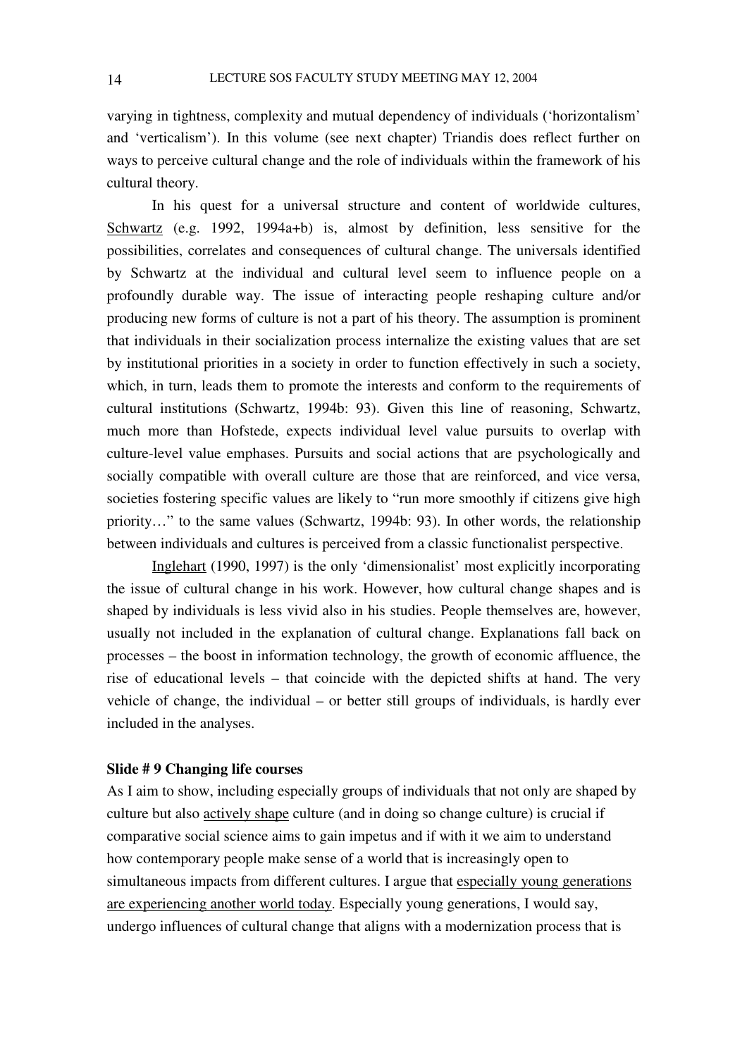varying in tightness, complexity and mutual dependency of individuals ('horizontalism' and 'verticalism'). In this volume (see next chapter) Triandis does reflect further on ways to perceive cultural change and the role of individuals within the framework of his cultural theory.

In his quest for a universal structure and content of worldwide cultures, <u>Schwartz</u> (e.g. 1992, 1994a+b) is, almost by definition, less sensitive for the possibilities, correlates and consequences of cultural change. The universals identified by Schwartz at the individual and cultural level seem to influence people on a profoundly durable way. The issue of interacting people reshaping culture and/or producing new forms of culture is not a part of his theory. The assumption is prominent that individuals in their socialization process internalize the existing values that are set by institutional priorities in a society in order to function effectively in such a society, which, in turn, leads them to promote the interests and conform to the requirements of cultural institutions (Schwartz, 1994b: 93). Given this line of reasoning, Schwartz, much more than Hofstede, expects individual level value pursuits to overlap with culture-level value emphases. Pursuits and social actions that are psychologically and socially compatible with overall culture are those that are reinforced, and vice versa, societies fostering specific values are likely to "run more smoothly if citizens give high priority…" to the same values (Schwartz, 1994b: 93). In other words, the relationship between individuals and cultures is perceived from a classic functionalist perspective.

<u>Inglehart</u> (1990, 1997) is the only 'dimensionalist' most explicitly incorporating the issue of cultural change in his work. However, how cultural change shapes and is shaped by individuals is less vivid also in his studies. People themselves are, however, usually not included in the explanation of cultural change. Explanations fall back on processes – the boost in information technology, the growth of economic affluence, the rise of educational levels – that coincide with the depicted shifts at hand. The very vehicle of change, the individual – or better still groups of individuals, is hardly ever included in the analyses.

**Slide # 9 Changing life courses**

As I aim to show, including especially groups of individuals that not only are shaped by culture but also <u>actively shape</u> culture (and in doing so change culture) is crucial if comparative social science aims to gain impetus and if with it we aim to understand how contemporary people make sense of a world that is increasingly open to simultaneous impacts from different cultures. I argue that <u>especially young generations are experiencing another world today</u>. Especially young generations, I would say, undergo influences of cultural change that aligns with a modernization process that is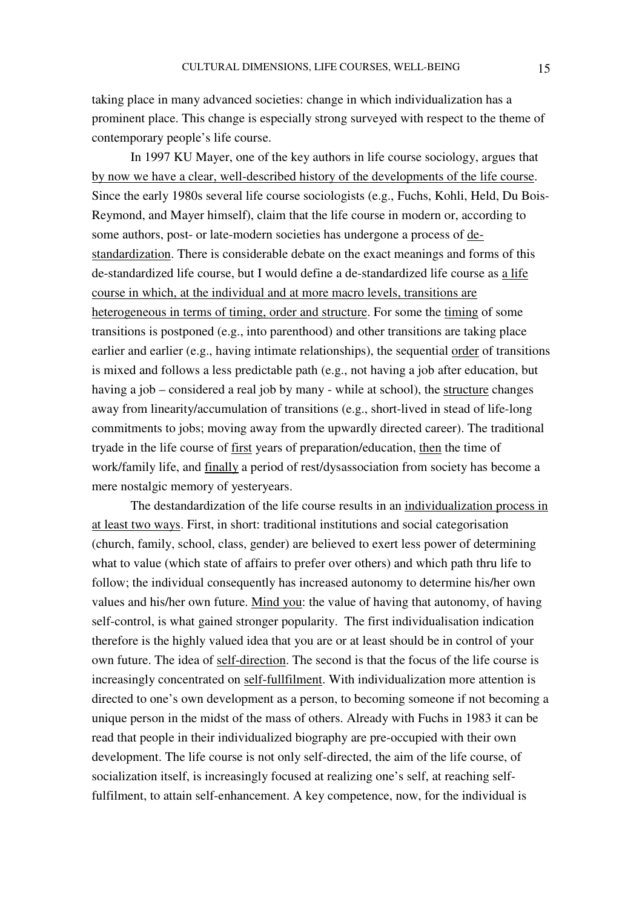taking place in many advanced societies: change in which individualization has a prominent place. This change is especially strong surveyed with respect to the theme of contemporary people's life course.

In 1997 KU Mayer, one of the key authors in life course sociology, argues that <u>by now we have a clear, well-described history of the developments of the life course</u>. Since the early 1980s several life course sociologists (e.g., Fuchs, Kohli, Held, Du Bois-Reymond, and Mayer himself), claim that the life course in modern or, according to some authors, post- or late-modern societies has undergone a process of <u>de-standardization</u>. There is considerable debate on the exact meanings and forms of this de-standardized life course, but I would define a de-standardized life course as <u>a life course in which, at the individual and at more macro levels, transitions are heterogeneous in terms of timing, order and structure</u>. For some the <u>timing</u> of some transitions is postponed (e.g., into parenthood) and other transitions are taking place earlier and earlier (e.g., having intimate relationships), the sequential <u>order</u> of transitions is mixed and follows a less predictable path (e.g., not having a job after education, but having a job – considered a real job by many - while at school), the <u>structure</u> changes away from linearity/accumulation of transitions (e.g., short-lived in stead of life-long commitments to jobs; moving away from the upwardly directed career). The traditional tryade in the life course of <u>first</u> years of preparation/education, <u>then</u> the time of work/family life, and <u>finally</u> a period of rest/dysassociation from society has become a mere nostalgic memory of yesteryears.

The destandardization of the life course results in an <u>individualization process in at least two ways</u>. First, in short: traditional institutions and social categorisation (church, family, school, class, gender) are believed to exert less power of determining what to value (which state of affairs to prefer over others) and which path thru life to follow; the individual consequently has increased autonomy to determine his/her own values and his/her own future. <u>Mind you</u>: the value of having that autonomy, of having self-control, is what gained stronger popularity. The first individualisation indication therefore is the highly valued idea that you are or at least should be in control of your own future. The idea of <u>self-direction</u>. The second is that the focus of the life course is increasingly concentrated on <u>self-fullfilment</u>. With individualization more attention is directed to one's own development as a person, to becoming someone if not becoming a unique person in the midst of the mass of others. Already with Fuchs in 1983 it can be read that people in their individualized biography are pre-occupied with their own development. The life course is not only self-directed, the aim of the life course, of socialization itself, is increasingly focused at realizing one's self, at reaching self-fulfilment, to attain self-enhancement. A key competence, now, for the individual is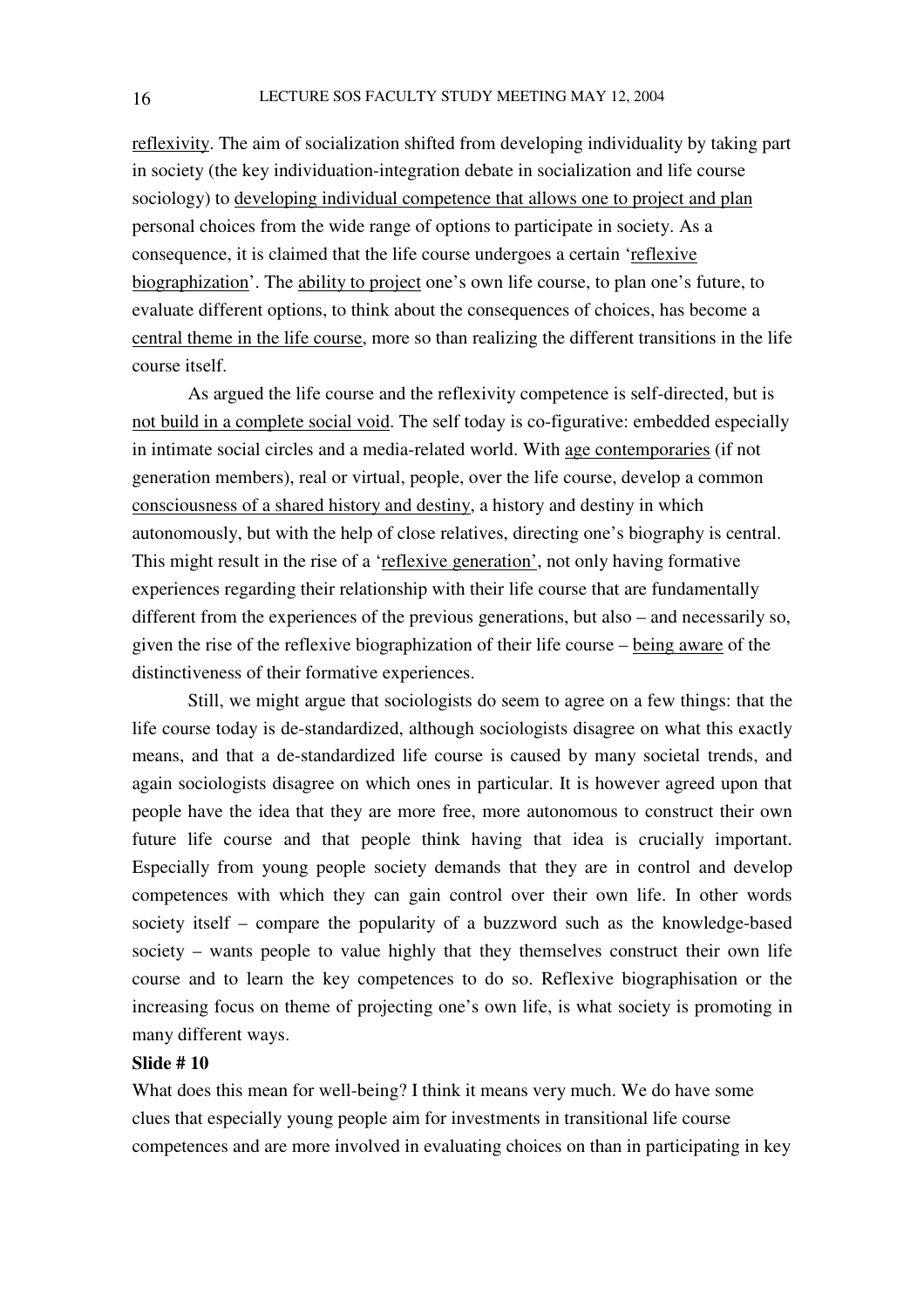reflexivity. The aim of socialization shifted from developing individuality by taking part in society (the key individuation-integration debate in socialization and life course sociology) to developing individual competence that allows one to project and plan personal choices from the wide range of options to participate in society. As a consequence, it is claimed that the life course undergoes a certain 'reflexive biographization'. The ability to project one's own life course, to plan one's future, to evaluate different options, to think about the consequences of choices, has become a central theme in the life course, more so than realizing the different transitions in the life course itself.

As argued the life course and the reflexivity competence is self-directed, but is not build in a complete social void. The self today is co-figurative: embedded especially in intimate social circles and a media-related world. With age contemporaries (if not generation members), real or virtual, people, over the life course, develop a common consciousness of a shared history and destiny, a history and destiny in which autonomously, but with the help of close relatives, directing one's biography is central. This might result in the rise of a 'reflexive generation', not only having formative experiences regarding their relationship with their life course that are fundamentally different from the experiences of the previous generations, but also – and necessarily so, given the rise of the reflexive biographization of their life course – being aware of the distinctiveness of their formative experiences.

Still, we might argue that sociologists do seem to agree on a few things: that the life course today is de-standardized, although sociologists disagree on what this exactly means, and that a de-standardized life course is caused by many societal trends, and again sociologists disagree on which ones in particular. It is however agreed upon that people have the idea that they are more free, more autonomous to construct their own future life course and that people think having that idea is crucially important. Especially from young people society demands that they are in control and develop competences with which they can gain control over their own life. In other words society itself – compare the popularity of a buzzword such as the knowledge-based society – wants people to value highly that they themselves construct their own life course and to learn the key competences to do so. Reflexive biographisation or the increasing focus on theme of projecting one's own life, is what society is promoting in many different ways.

**Slide # 10**

What does this mean for well-being? I think it means very much. We do have some clues that especially young people aim for investments in transitional life course competences and are more involved in evaluating choices on than in participating in key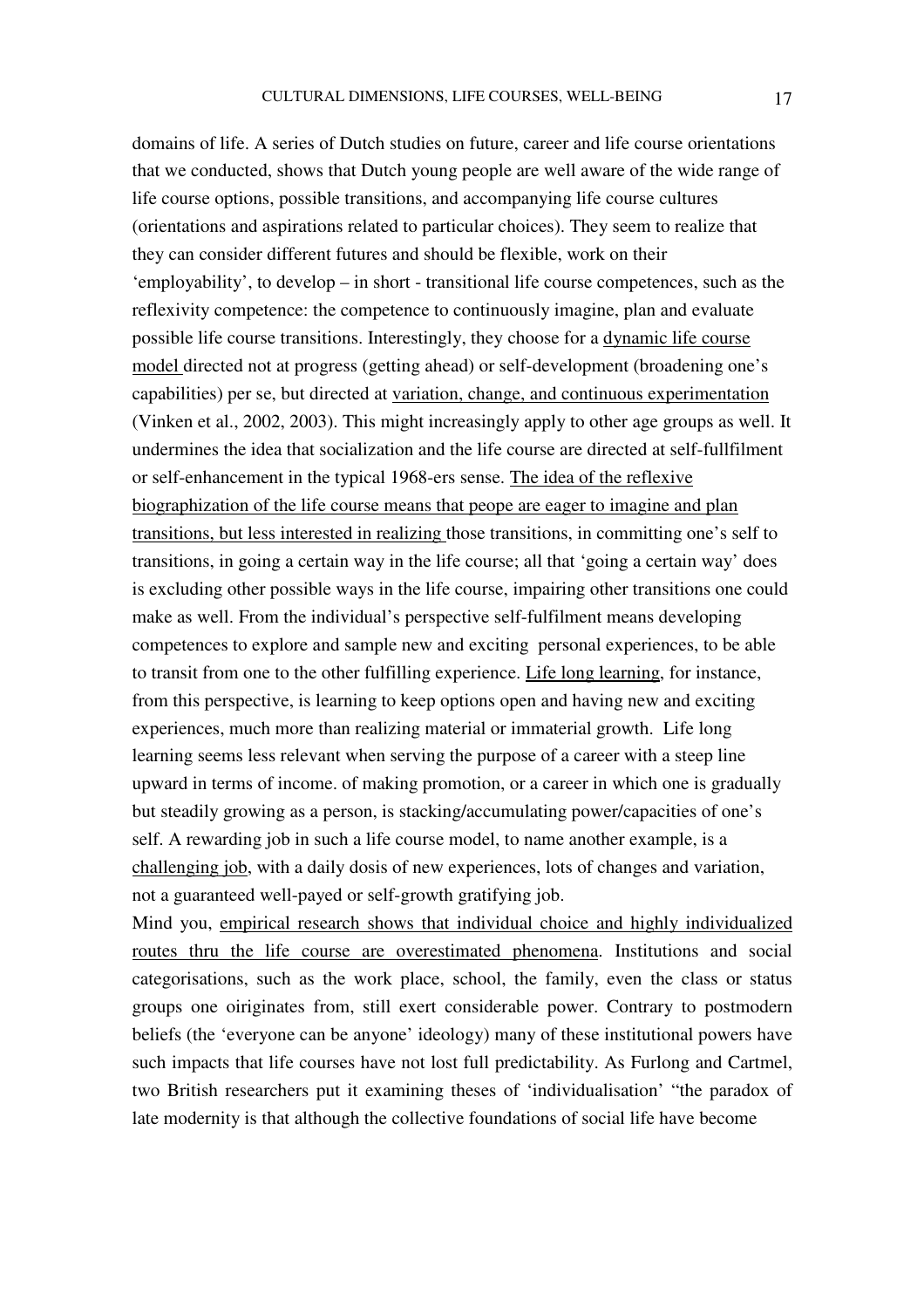domains of life. A series of Dutch studies on future, career and life course orientations that we conducted, shows that Dutch young people are well aware of the wide range of life course options, possible transitions, and accompanying life course cultures (orientations and aspirations related to particular choices). They seem to realize that they can consider different futures and should be flexible, work on their 'employability', to develop – in short - transitional life course competences, such as the reflexivity competence: the competence to continuously imagine, plan and evaluate possible life course transitions. Interestingly, they choose for a <u>dynamic life course model</u> directed not at progress (getting ahead) or self-development (broadening one's capabilities) per se, but directed at <u>variation, change, and continuous experimentation</u> (Vinken et al., 2002, 2003). This might increasingly apply to other age groups as well. It undermines the idea that socialization and the life course are directed at self-fullfilment or self-enhancement in the typical 1968-ers sense. <u>The idea of the reflexive biographization of the life course means that peope are eager to imagine and plan transitions, but less interested in realizing</u> those transitions, in committing one's self to transitions, in going a certain way in the life course; all that 'going a certain way' does is excluding other possible ways in the life course, impairing other transitions one could make as well. From the individual's perspective self-fulfilment means developing competences to explore and sample new and exciting personal experiences, to be able to transit from one to the other fulfilling experience. <u>Life long learning</u>, for instance, from this perspective, is learning to keep options open and having new and exciting experiences, much more than realizing material or immaterial growth. Life long learning seems less relevant when serving the purpose of a career with a steep line upward in terms of income. of making promotion, or a career in which one is gradually but steadily growing as a person, is stacking/accumulating power/capacities of one's self. A rewarding job in such a life course model, to name another example, is a <u>challenging job</u>, with a daily dosis of new experiences, lots of changes and variation, not a guaranteed well-payed or self-growth gratifying job.

Mind you, <u>empirical research shows that individual choice and highly individualized routes thru the life course are overestimated phenomena</u>. Institutions and social categorisations, such as the work place, school, the family, even the class or status groups one oiriginates from, still exert considerable power. Contrary to postmodern beliefs (the 'everyone can be anyone' ideology) many of these institutional powers have such impacts that life courses have not lost full predictability. As Furlong and Cartmel, two British researchers put it examining theses of 'individualisation' "the paradox of late modernity is that although the collective foundations of social life have become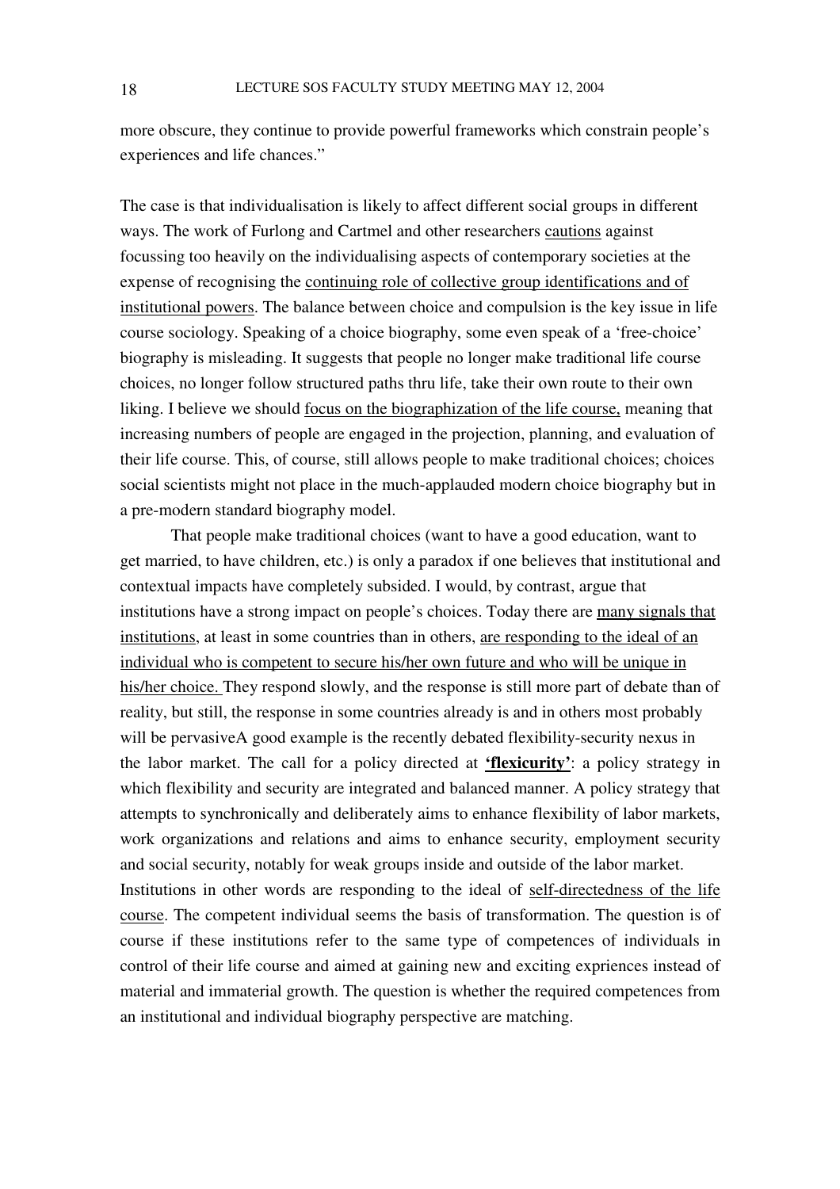more obscure, they continue to provide powerful frameworks which constrain people's experiences and life chances."

The case is that individualisation is likely to affect different social groups in different ways. The work of Furlong and Cartmel and other researchers <u>cautions</u> against focussing too heavily on the individualising aspects of contemporary societies at the expense of recognising the <u>continuing role of collective group identifications and of institutional powers</u>. The balance between choice and compulsion is the key issue in life course sociology. Speaking of a choice biography, some even speak of a 'free-choice' biography is misleading. It suggests that people no longer make traditional life course choices, no longer follow structured paths thru life, take their own route to their own liking. I believe we should <u>focus on the biographization of the life course,</u> meaning that increasing numbers of people are engaged in the projection, planning, and evaluation of their life course. This, of course, still allows people to make traditional choices; choices social scientists might not place in the much-applauded modern choice biography but in a pre-modern standard biography model.

That people make traditional choices (want to have a good education, want to get married, to have children, etc.) is only a paradox if one believes that institutional and contextual impacts have completely subsided. I would, by contrast, argue that institutions have a strong impact on people's choices. Today there are <u>many signals that institutions</u>, at least in some countries than in others, <u>are responding to the ideal of an individual who is competent to secure his/her own future and who will be unique in his/her choice.</u> They respond slowly, and the response is still more part of debate than of reality, but still, the response in some countries already is and in others most probably will be pervasiveA good example is the recently debated flexibility-security nexus in the labor market. The call for a policy directed at **<u>'flexicurity'</u>**: a policy strategy in which flexibility and security are integrated and balanced manner. A policy strategy that attempts to synchronically and deliberately aims to enhance flexibility of labor markets, work organizations and relations and aims to enhance security, employment security and social security, notably for weak groups inside and outside of the labor market. Institutions in other words are responding to the ideal of <u>self-directedness of the life course</u>. The competent individual seems the basis of transformation. The question is of course if these institutions refer to the same type of competences of individuals in control of their life course and aimed at gaining new and exciting expriences instead of material and immaterial growth. The question is whether the required competences from an institutional and individual biography perspective are matching.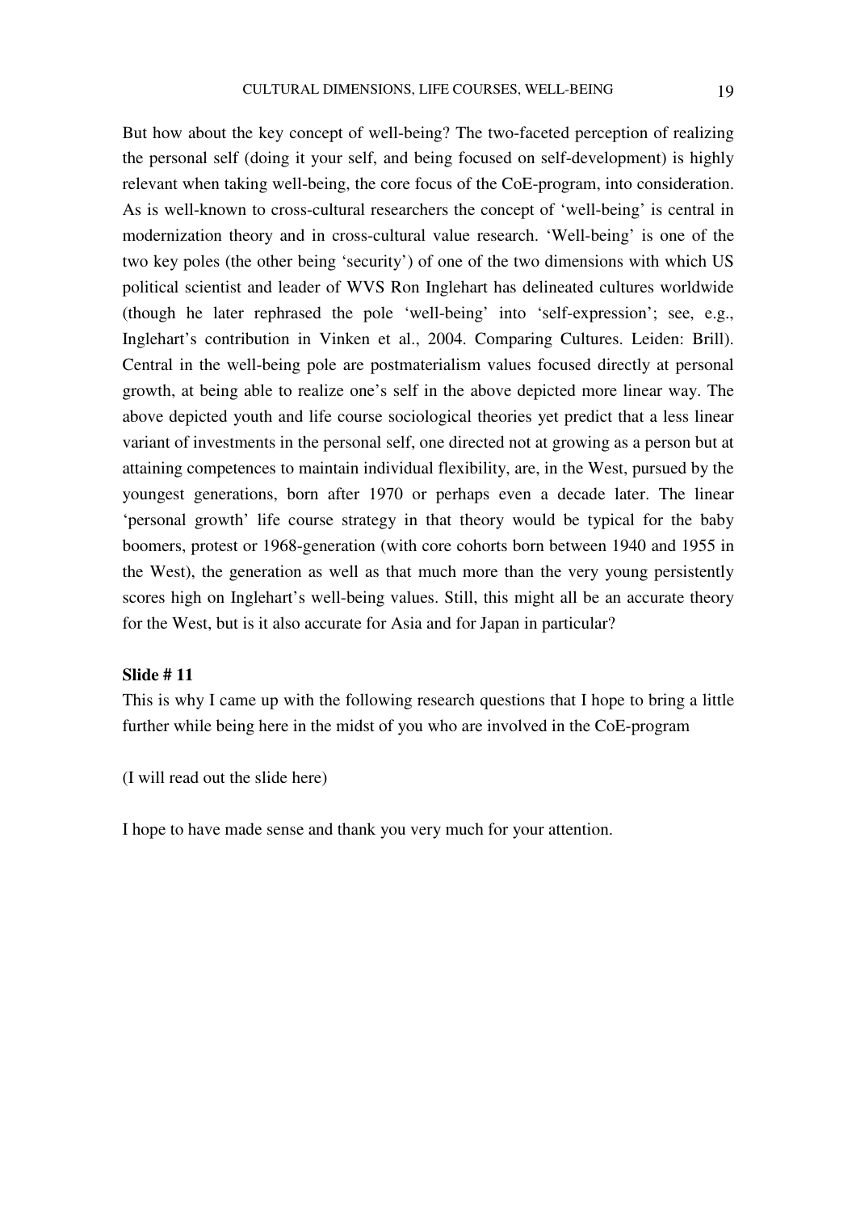But how about the key concept of well-being? The two-faceted perception of realizing the personal self (doing it your self, and being focused on self-development) is highly relevant when taking well-being, the core focus of the CoE-program, into consideration. As is well-known to cross-cultural researchers the concept of 'well-being' is central in modernization theory and in cross-cultural value research. 'Well-being' is one of the two key poles (the other being 'security') of one of the two dimensions with which US political scientist and leader of WVS Ron Inglehart has delineated cultures worldwide (though he later rephrased the pole 'well-being' into 'self-expression'; see, e.g., Inglehart's contribution in Vinken et al., 2004. Comparing Cultures. Leiden: Brill). Central in the well-being pole are postmaterialism values focused directly at personal growth, at being able to realize one's self in the above depicted more linear way. The above depicted youth and life course sociological theories yet predict that a less linear variant of investments in the personal self, one directed not at growing as a person but at attaining competences to maintain individual flexibility, are, in the West, pursued by the youngest generations, born after 1970 or perhaps even a decade later. The linear 'personal growth' life course strategy in that theory would be typical for the baby boomers, protest or 1968-generation (with core cohorts born between 1940 and 1955 in the West), the generation as well as that much more than the very young persistently scores high on Inglehart's well-being values. Still, this might all be an accurate theory for the West, but is it also accurate for Asia and for Japan in particular?

**Slide # 11**

This is why I came up with the following research questions that I hope to bring a little further while being here in the midst of you who are involved in the CoE-program

(I will read out the slide here)

I hope to have made sense and thank you very much for your attention.